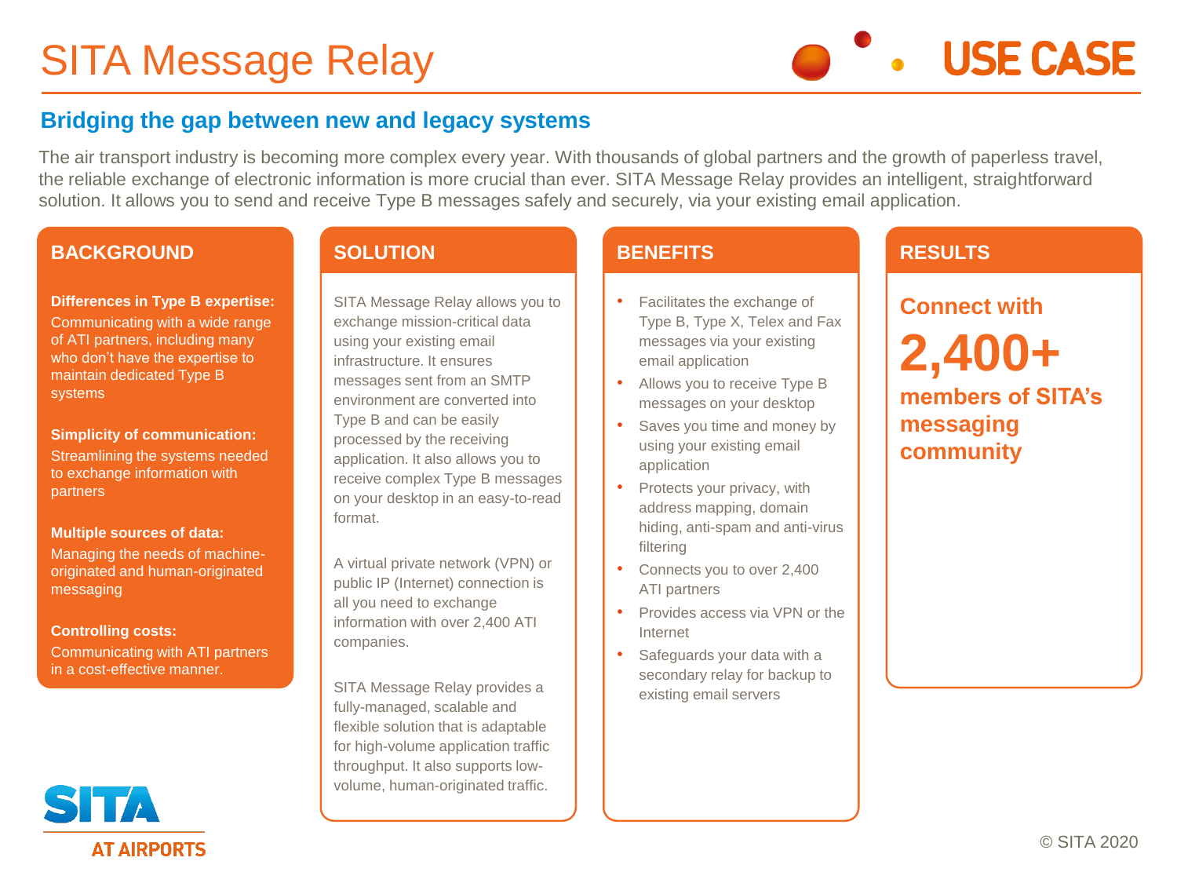# SITA Message Relay

USE CASE

## Bridging the gap between new and legacy systems

The air transport industry is becoming more complex every year. With thousands of global partners and the growth of paperless travel, the reliable exchange of electronic information is more crucial than ever. SITA Message Relay provides an intelligent, straightforward solution. It allows you to send and receive Type B messages safely and securely, via your existing email application.

### BACKGROUND

**Differences in Type B expertise:**
Communicating with a wide range of ATI partners, including many who don't have the expertise to maintain dedicated Type B systems

**Simplicity of communication:**
Streamlining the systems needed to exchange information with partners

**Multiple sources of data:**
Managing the needs of machine-originated and human-originated messaging

**Controlling costs:**
Communicating with ATI partners in a cost-effective manner.

### SOLUTION

SITA Message Relay allows you to exchange mission-critical data using your existing email infrastructure. It ensures messages sent from an SMTP environment are converted into Type B and can be easily processed by the receiving application. It also allows you to receive complex Type B messages on your desktop in an easy-to-read format.

A virtual private network (VPN) or public IP (Internet) connection is all you need to exchange information with over 2,400 ATI companies.

SITA Message Relay provides a fully-managed, scalable and flexible solution that is adaptable for high-volume application traffic throughput. It also supports low-volume, human-originated traffic.

### BENEFITS

- Facilitates the exchange of Type B, Type X, Telex and Fax messages via your existing email application
- Allows you to receive Type B messages on your desktop
- Saves you time and money by using your existing email application
- Protects your privacy, with address mapping, domain hiding, anti-spam and anti-virus filtering
- Connects you to over 2,400 ATI partners
- Provides access via VPN or the Internet
- Safeguards your data with a secondary relay for backup to existing email servers

### RESULTS

**Connect with**

**2,400+**

**members of SITA's messaging community**

SITA AT AIRPORTS

© SITA 2020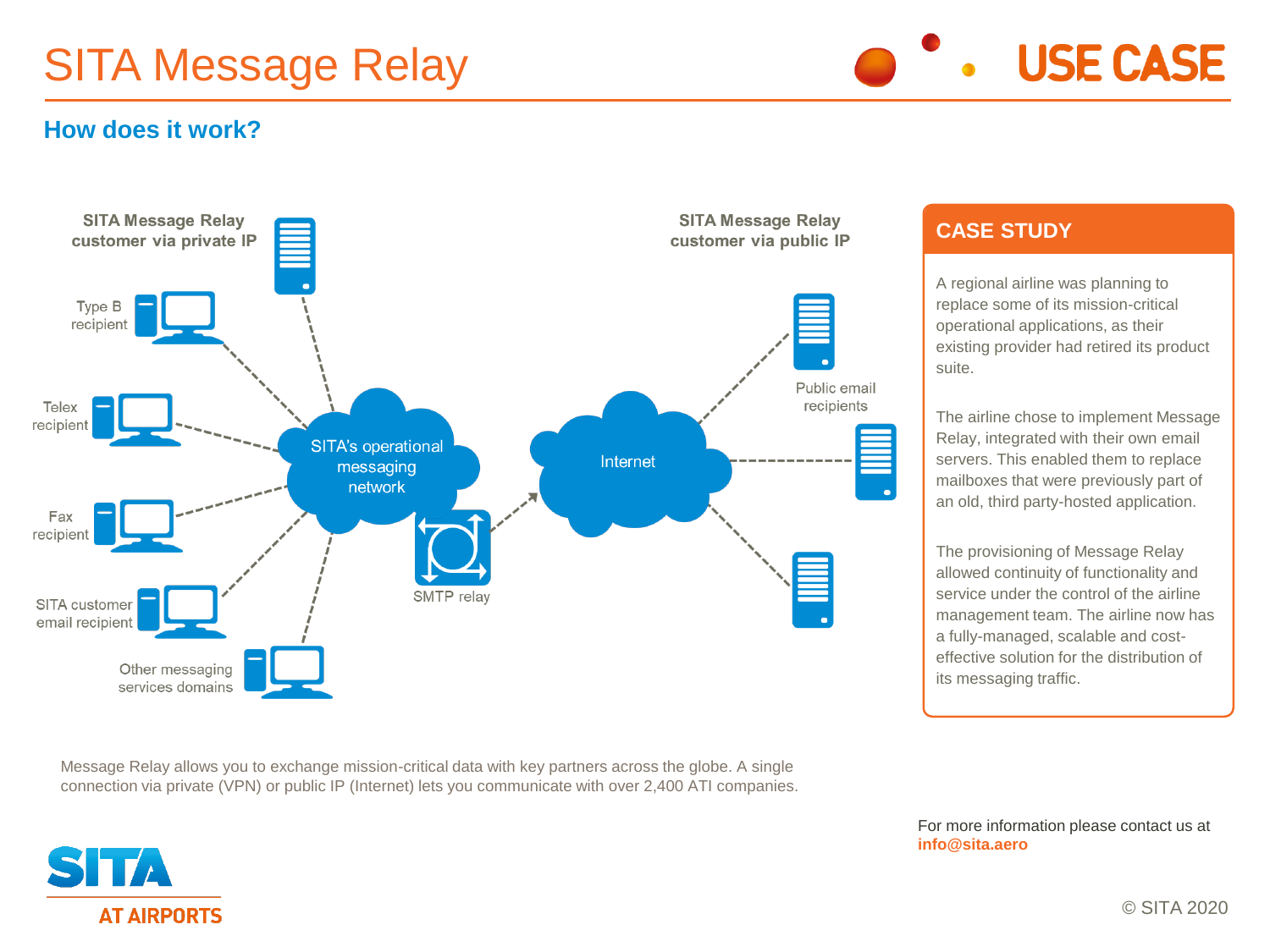# SITA Message Relay

USE CASE

## How does it work?

SITA Message Relay customer via private IP

Type B recipient

Telex recipient

Fax recipient

SITA customer email recipient

Other messaging services domains

SITA's operational messaging network

SMTP relay

Internet

SITA Message Relay customer via public IP

Public email recipients

Message Relay allows you to exchange mission-critical data with key partners across the globe. A single connection via private (VPN) or public IP (Internet) lets you communicate with over 2,400 ATI companies.

### CASE STUDY

A regional airline was planning to replace some of its mission-critical operational applications, as their existing provider had retired its product suite.

The airline chose to implement Message Relay, integrated with their own email servers. This enabled them to replace mailboxes that were previously part of an old, third party-hosted application.

The provisioning of Message Relay allowed continuity of functionality and service under the control of the airline management team. The airline now has a fully-managed, scalable and cost-effective solution for the distribution of its messaging traffic.

For more information please contact us at **info@sita.aero**

SITA AT AIRPORTS

© SITA 2020